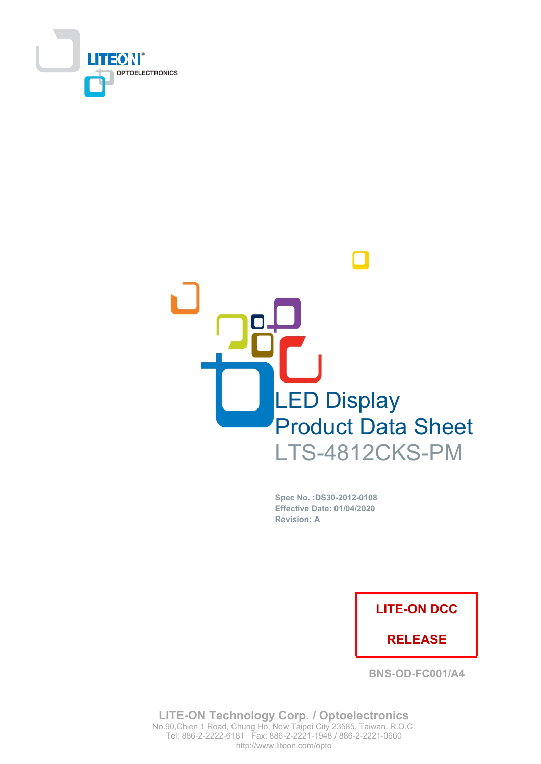LITEON®
OPTOELECTRONICS

# LED Display
# Product Data Sheet
## LTS-4812CKS-PM

**Spec No. :DS30-2012-0108**
**Effective Date: 01/04/2020**
**Revision: A**

| LITE-ON DCC |
| --- |
| RELEASE |

BNS-OD-FC001/A4

**LITE-ON Technology Corp. / Optoelectronics**
No.90,Chien 1 Road, Chung Ho, New Taipei City 23585, Taiwan, R.O.C.
Tel: 886-2-2222-6181 Fax: 886-2-2221-1948 / 886-2-2221-0660
http://www.liteon.com/opto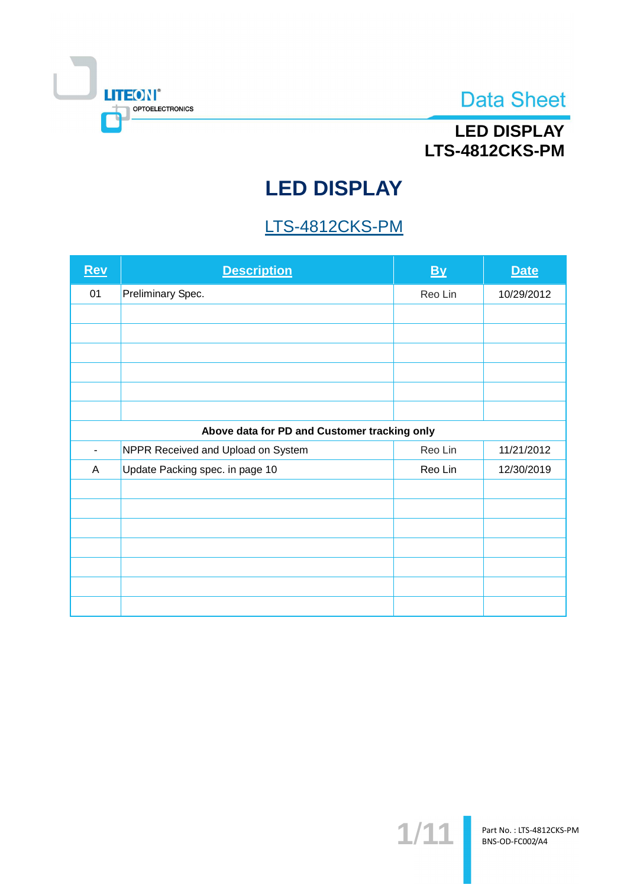# LED DISPLAY

## LTS-4812CKS-PM

| Rev | Description | By | Date |
|---|---|---|---|
| 01 | Preliminary Spec. | Reo Lin | 10/29/2012 |
| | | | |
| | | | |
| | | | |
| | | | |
| | | | |
| | | | |
| **Above data for PD and Customer tracking only** | | | |
| - | NPPR Received and Upload on System | Reo Lin | 11/21/2012 |
| A | Update Packing spec. in page 10 | Reo Lin | 12/30/2019 |
| | | | |
| | | | |
| | | | |
| | | | |
| | | | |
| | | | |
| | | | |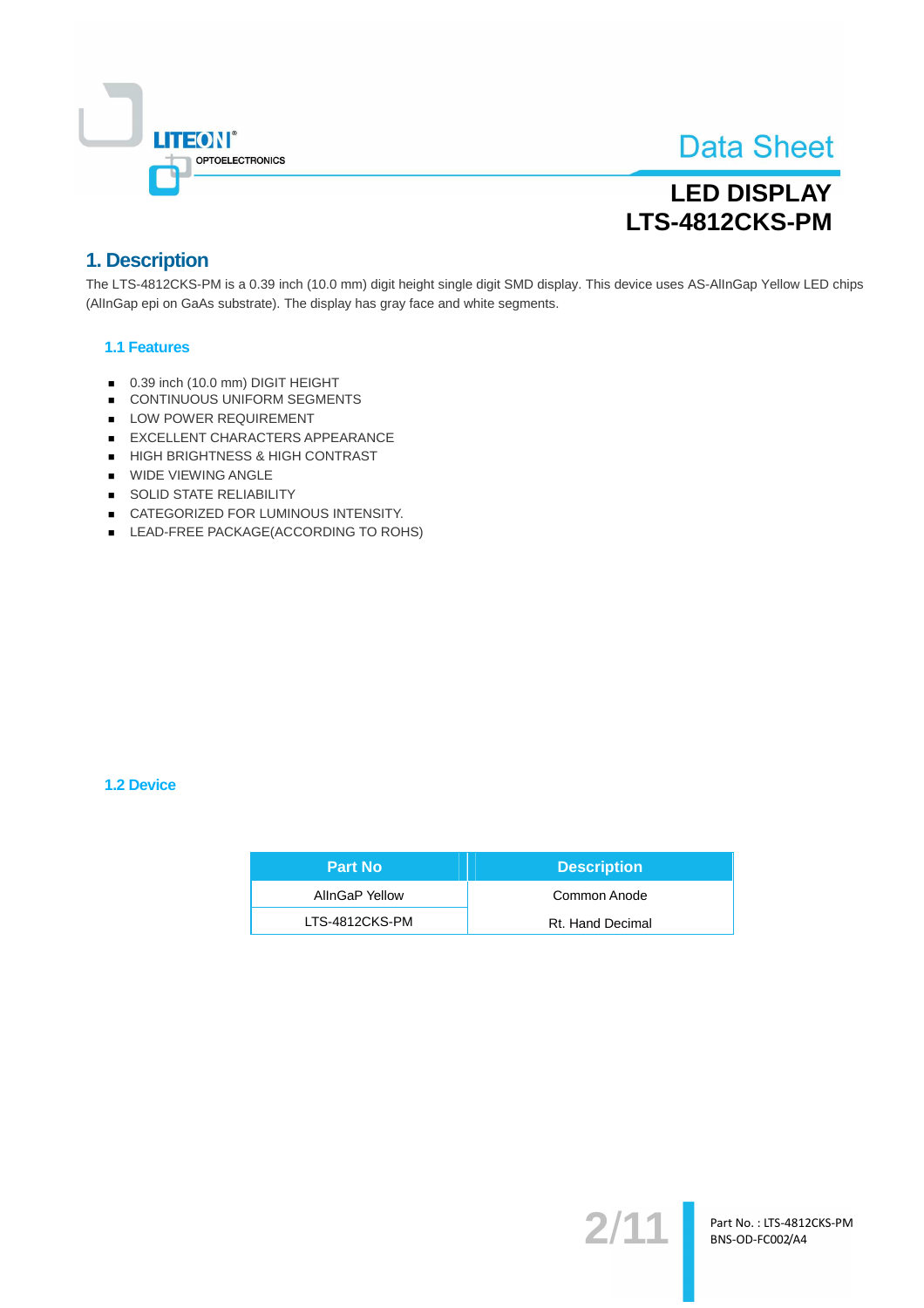# LED DISPLAY
# LTS-4812CKS-PM

## 1. Description

The LTS-4812CKS-PM is a 0.39 inch (10.0 mm) digit height single digit SMD display. This device uses AS-AlInGap Yellow LED chips (AlInGap epi on GaAs substrate). The display has gray face and white segments.

### 1.1 Features

- 0.39 inch (10.0 mm) DIGIT HEIGHT
- CONTINUOUS UNIFORM SEGMENTS
- LOW POWER REQUIREMENT
- EXCELLENT CHARACTERS APPEARANCE
- HIGH BRIGHTNESS & HIGH CONTRAST
- WIDE VIEWING ANGLE
- SOLID STATE RELIABILITY
- CATEGORIZED FOR LUMINOUS INTENSITY.
- LEAD-FREE PACKAGE(ACCORDING TO ROHS)

### 1.2 Device

| Part No | Description |
|---|---|
| AlInGaP Yellow | Common Anode |
| LTS-4812CKS-PM | Rt. Hand Decimal |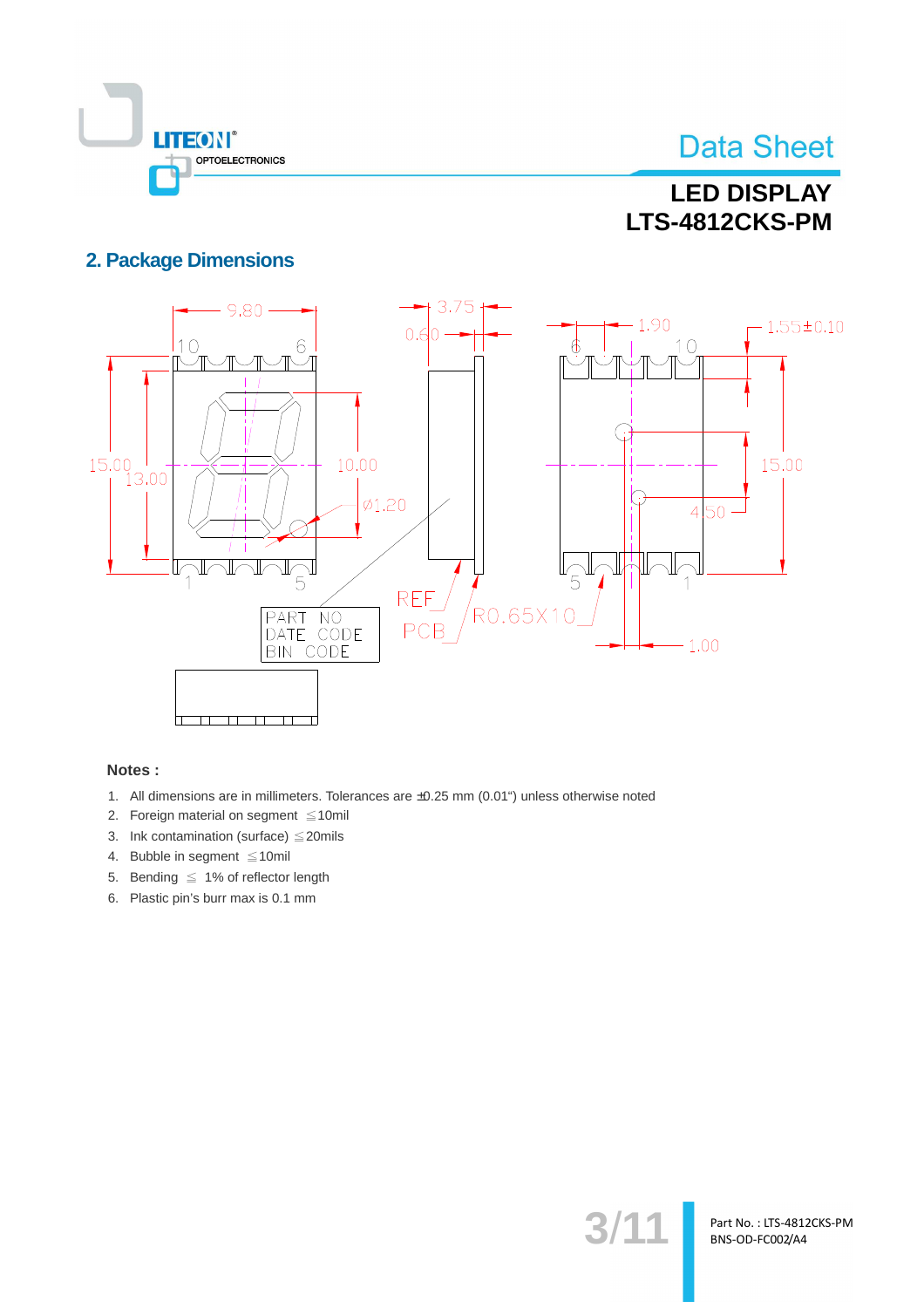## 2. Package Dimensions

**Notes :**

1. All dimensions are in millimeters. Tolerances are ±0.25 mm (0.01") unless otherwise noted
2. Foreign material on segment ≦10mil
3. Ink contamination (surface) ≦20mils
4. Bubble in segment ≦10mil
5. Bending ≦ 1% of reflector length
6. Plastic pin's burr max is 0.1 mm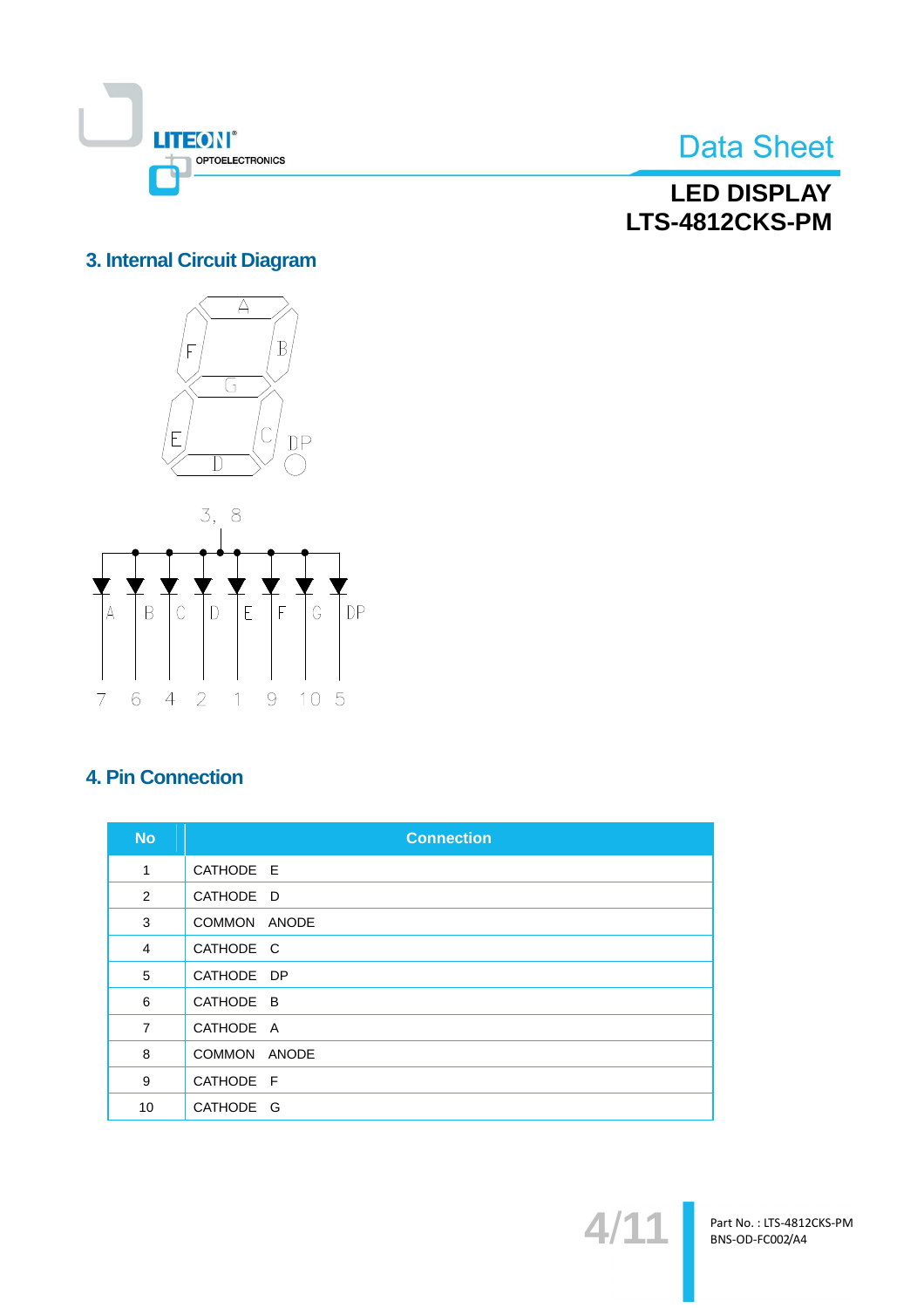## 3. Internal Circuit Diagram

## 4. Pin Connection

| No | Connection |
|---|---|
| 1 | CATHODE E |
| 2 | CATHODE D |
| 3 | COMMON ANODE |
| 4 | CATHODE C |
| 5 | CATHODE DP |
| 6 | CATHODE B |
| 7 | CATHODE A |
| 8 | COMMON ANODE |
| 9 | CATHODE F |
| 10 | CATHODE G |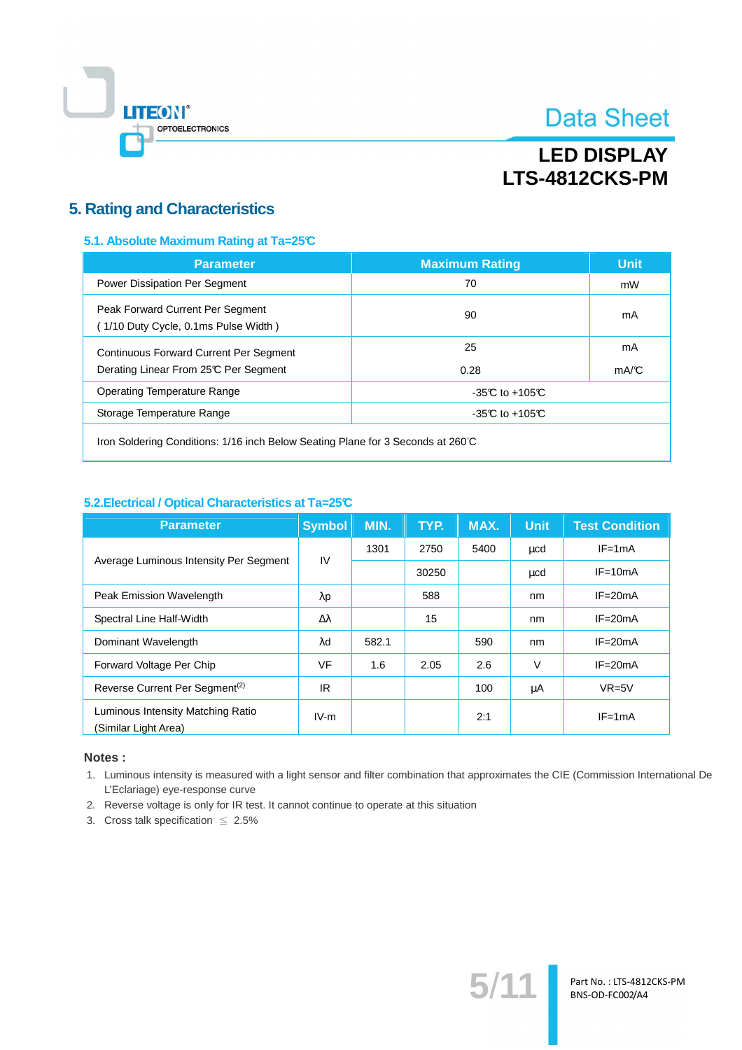## 5. Rating and Characteristics

### 5.1. Absolute Maximum Rating at Ta=25℃

| Parameter | Maximum Rating | Unit |
|---|---|---|
| Power Dissipation Per Segment | 70 | mW |
| Peak Forward Current Per Segment<br>( 1/10 Duty Cycle, 0.1ms Pulse Width ) | 90 | mA |
| Continuous Forward Current Per Segment<br>Derating Linear From 25℃ Per Segment | 25<br>0.28 | mA<br>mA/℃ |
| Operating Temperature Range | -35℃ to +105℃ | |
| Storage Temperature Range | -35℃ to +105℃ | |
| Iron Soldering Conditions: 1/16 inch Below Seating Plane for 3 Seconds at 260°C | | |

### 5.2. Electrical / Optical Characteristics at Ta=25℃

| Parameter | Symbol | MIN. | TYP. | MAX. | Unit | Test Condition |
|---|---|---|---|---|---|---|
| Average Luminous Intensity Per Segment | IV | 1301 | 2750 | 5400 | μcd | IF=1mA |
| | | | 30250 | | μcd | IF=10mA |
| Peak Emission Wavelength | λp | | 588 | | nm | IF=20mA |
| Spectral Line Half-Width | Δλ | | 15 | | nm | IF=20mA |
| Dominant Wavelength | λd | 582.1 | | 590 | nm | IF=20mA |
| Forward Voltage Per Chip | VF | 1.6 | 2.05 | 2.6 | V | IF=20mA |
| Reverse Current Per Segment(2) | IR | | | 100 | μA | VR=5V |
| Luminous Intensity Matching Ratio (Similar Light Area) | IV-m | | | 2:1 | | IF=1mA |

**Notes :**

1. Luminous intensity is measured with a light sensor and filter combination that approximates the CIE (Commission International De L'Eclariage) eye-response curve
2. Reverse voltage is only for IR test. It cannot continue to operate at this situation
3. Cross talk specification ≦ 2.5%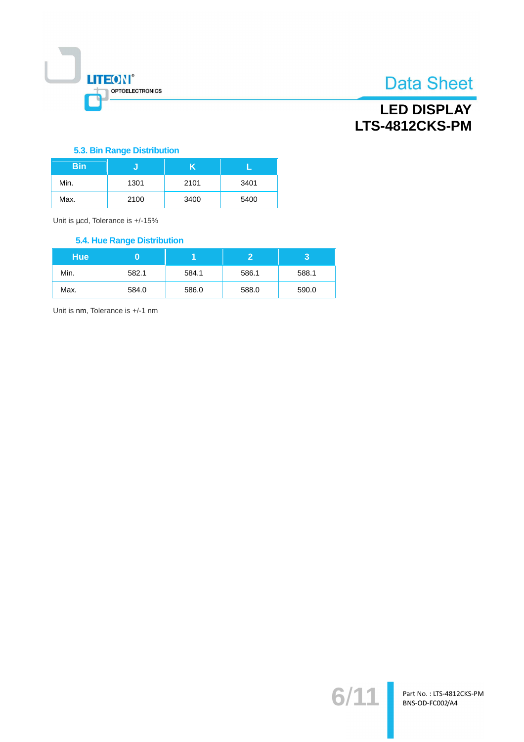### 5.3. Bin Range Distribution

| Bin | J | K | L |
|---|---|---|---|
| Min. | 1301 | 2101 | 3401 |
| Max. | 2100 | 3400 | 5400 |

Unit is μcd, Tolerance is +/-15%

### 5.4. Hue Range Distribution

| Hue | 0 | 1 | 2 | 3 |
|---|---|---|---|---|
| Min. | 582.1 | 584.1 | 586.1 | 588.1 |
| Max. | 584.0 | 586.0 | 588.0 | 590.0 |

Unit is nm, Tolerance is +/-1 nm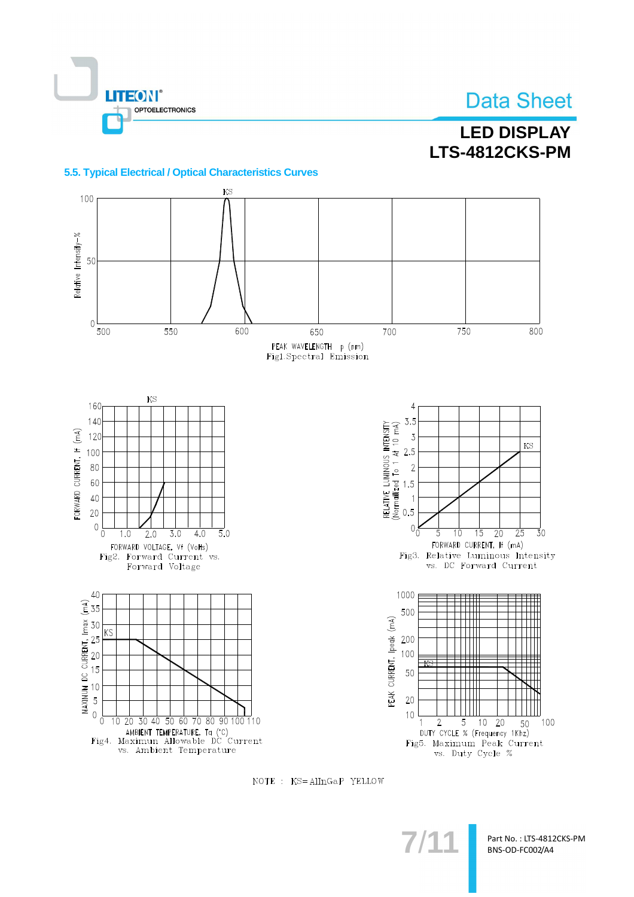## 5.5. Typical Electrical / Optical Characteristics Curves

KS

Relative Intensity–%

PEAK WAVELENGTH λp (nm)

Fig1.Spectral Emission

KS

FORWARD CURRENT, If (mA)

FORWARD VOLTAGE, Vf (Volts)

Fig2. Forward Current vs. Forward Voltage

KS

RELATIVE LUMINOUS INTENSITY (Normalized To 1 At 10 mA)

FORWARD CURRENT, If (mA)

Fig3. Relative Luminous Intensity vs. DC Forward Current

KS

MAXIMUM DC CURRENT, Imax (mA)

AMBIENT TEMPERATURE, Ta (°C)

Fig4. Maximum Allowable DC Current vs. Ambient Temperature

KS

PEAK CURRENT, Ipeak (mA)

DUTY CYCLE % (Frequency 1Khz)

Fig5. Maximum Peak Current vs. Duty Cycle %

NOTE : KS=AlInGaP YELLOW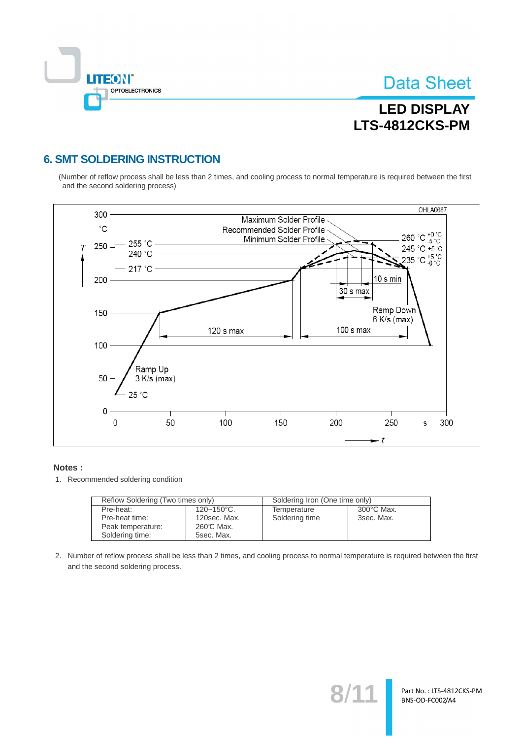## 6. SMT SOLDERING INSTRUCTION

(Number of reflow process shall be less than 2 times, and cooling process to normal temperature is required between the first and the second soldering process)

OHLA0687

Maximum Solder Profile
Recommended Solder Profile
Minimum Solder Profile

260 °C $^{+0}_{-5}$ °C
245 °C ±5 °C
235 °C $^{+5}_{-0}$ °C

255 °C
240 °C
217 °C

10 s min
30 s max
Ramp Down 6 K/s (max)
120 s max
100 s max
Ramp Up 3 K/s (max)
25 °C

T (°C): 0, 50, 100, 150, 200, 250, 300
t (s): 0, 50, 100, 150, 200, 250, 300

**Notes :**

1. Recommended soldering condition

| Reflow Soldering (Two times only) | | Soldering Iron (One time only) | |
|---|---|---|---|
| Pre-heat:<br>Pre-heat time:<br>Peak temperature:<br>Soldering time: | 120~150°C.<br>120sec. Max.<br>260℃ Max.<br>5sec. Max. | Temperature<br>Soldering time | 300°C Max.<br>3sec. Max. |

2. Number of reflow process shall be less than 2 times, and cooling process to normal temperature is required between the first and the second soldering process.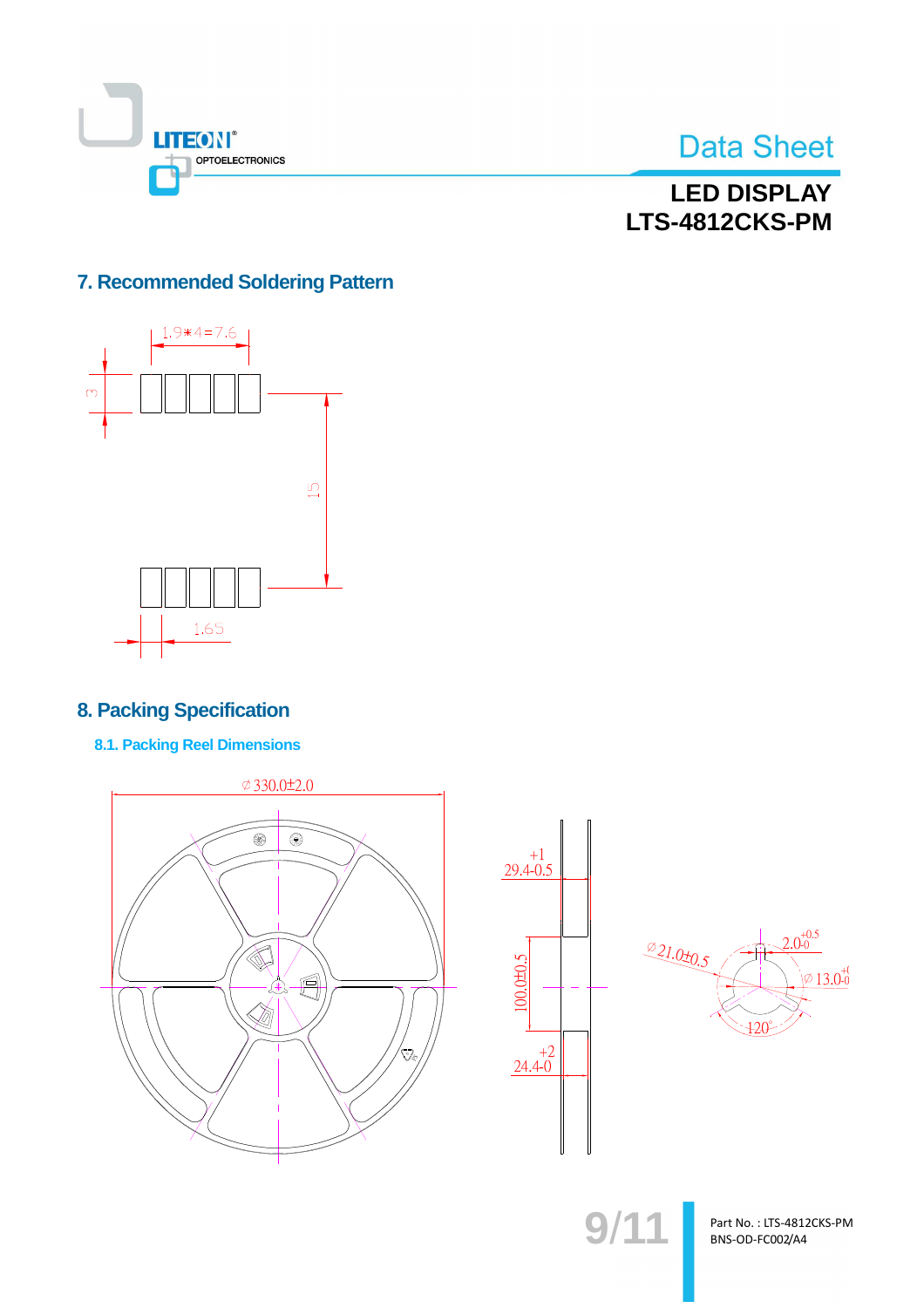## 7. Recommended Soldering Pattern

1.9∗4=7.6

3

15

1.65

## 8. Packing Specification

### 8.1. Packing Reel Dimensions

∅330.0±2.0

$29.4^{+1}_{-0.5}$

100.0±0.5

$24.4^{+2}_{-0}$

∅21.0±0.5

$2.0^{+0.5}_{-0}$

∅13.0

120°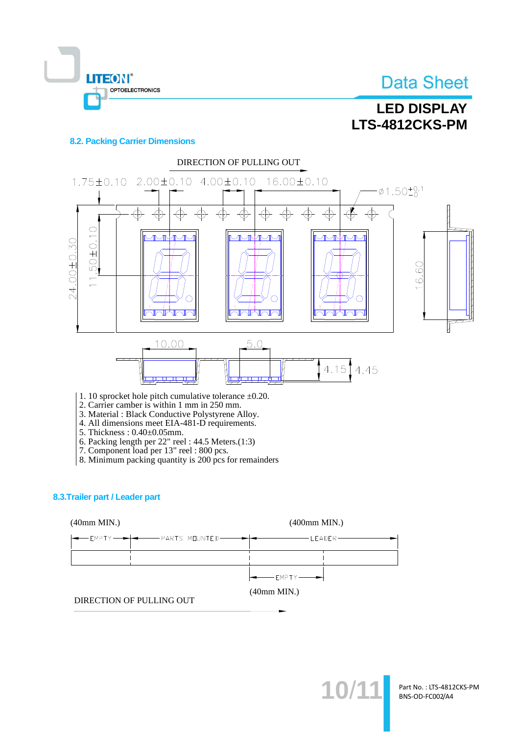### 8.2. Packing Carrier Dimensions

DIRECTION OF PULLING OUT

1.75±0.10  2.00±0.10  4.00±0.10  16.00±0.10  Ø1.50 +0.1/−0

24.00±0.30  11.50±0.10  16.60

10.00  5.0  4.15  4.45

1. 10 sprocket hole pitch cumulative tolerance ±0.20.
2. Carrier camber is within 1 mm in 250 mm.
3. Material : Black Conductive Polystyrene Alloy.
4. All dimensions meet EIA-481-D requirements.
5. Thickness : 0.40±0.05mm.
6. Packing length per 22" reel : 44.5 Meters.(1:3)
7. Component load per 13" reel : 800 pcs.
8. Minimum packing quantity is 200 pcs for remainders

### 8.3.Trailer part / Leader part

(40mm MIN.)  (400mm MIN.)

EMPTY  PARTS MOUNTED  LEADER

EMPTY

(40mm MIN.)

DIRECTION OF PULLING OUT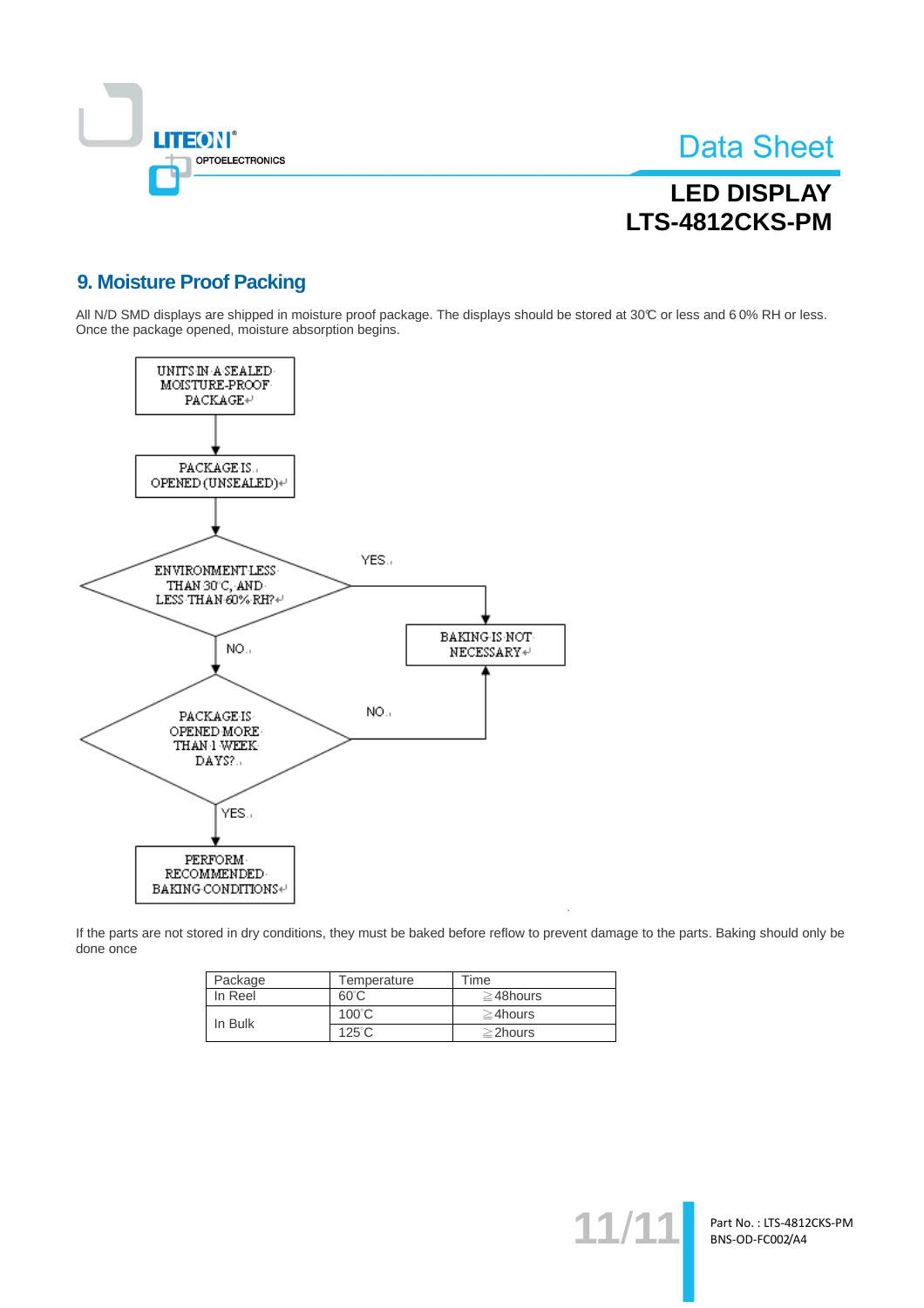## 9. Moisture Proof Packing

All N/D SMD displays are shipped in moisture proof package. The displays should be stored at 30℃ or less and 6 0% RH or less. Once the package opened, moisture absorption begins.

UNITS IN A SEALED MOISTURE-PROOF PACKAGE

PACKAGE IS OPENED (UNSEALED)

ENVIRONMENT LESS THAN 30°C, AND LESS THAN 60% RH?

YES

BAKING IS NOT NECESSARY

NO

PACKAGE IS OPENED MORE THAN 1 WEEK DAYS?

NO

YES

PERFORM RECOMMENDED BAKING CONDITIONS

If the parts are not stored in dry conditions, they must be baked before reflow to prevent damage to the parts. Baking should only be done once

| Package | Temperature | Time |
|---|---|---|
| In Reel | 60°C | ≧48hours |
| In Bulk | 100°C | ≧4hours |
| | 125°C | ≧2hours |